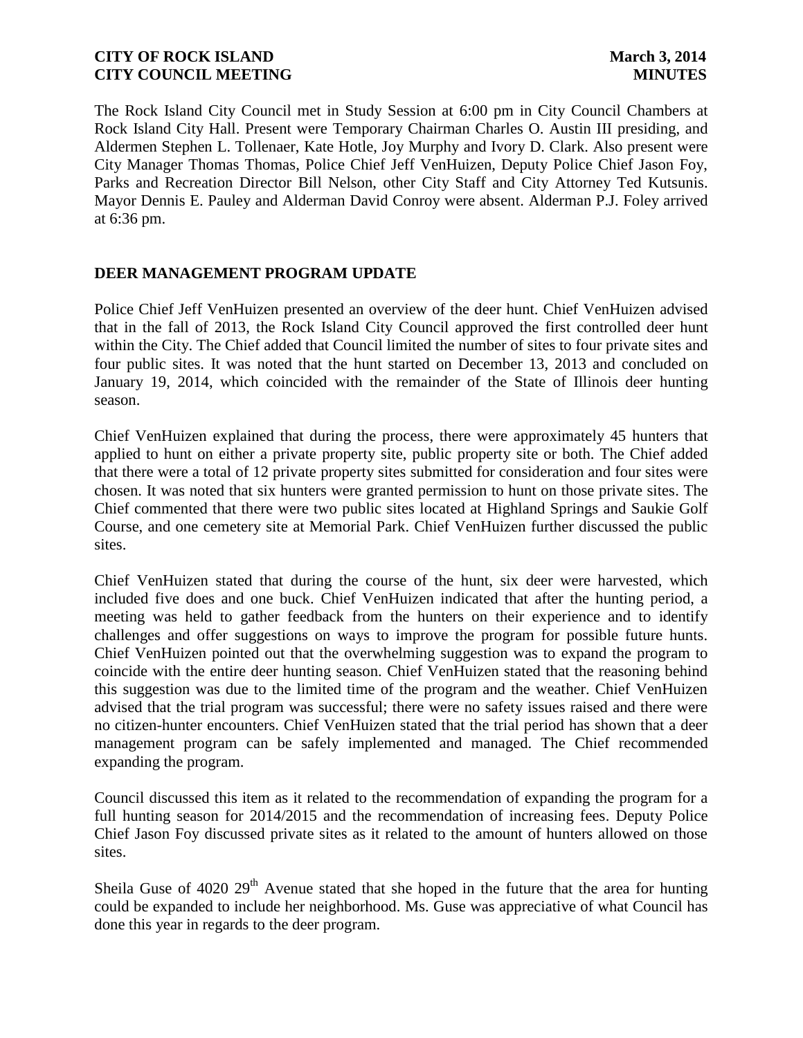The Rock Island City Council met in Study Session at 6:00 pm in City Council Chambers at Rock Island City Hall. Present were Temporary Chairman Charles O. Austin III presiding, and Aldermen Stephen L. Tollenaer, Kate Hotle, Joy Murphy and Ivory D. Clark. Also present were City Manager Thomas Thomas, Police Chief Jeff VenHuizen, Deputy Police Chief Jason Foy, Parks and Recreation Director Bill Nelson, other City Staff and City Attorney Ted Kutsunis. Mayor Dennis E. Pauley and Alderman David Conroy were absent. Alderman P.J. Foley arrived at 6:36 pm.

## DEER MANAGEMENT PROGRAM UPDATE

Police Chief Jeff VenHuizen presented an overview of the deer hunt. Chief VenHuizen advised that in the fall of 2013, the Rock Island City Council approved the first controlled deer hunt within the City. The Chief added that Council limited the number of sites to four private sites and four public sites. It was noted that the hunt started on December 13, 2013 and concluded on January 19, 2014, which coincided with the remainder of the State of Illinois deer hunting season.

Chief VenHuizen explained that during the process, there were approximately 45 hunters that applied to hunt on either a private property site, public property site or both. The Chief added that there were a total of 12 private property sites submitted for consideration and four sites were chosen. It was noted that six hunters were granted permission to hunt on those private sites. The Chief commented that there were two public sites located at Highland Springs and Saukie Golf Course, and one cemetery site at Memorial Park. Chief VenHuizen further discussed the public sites.

Chief VenHuizen stated that during the course of the hunt, six deer were harvested, which included five does and one buck. Chief VenHuizen indicated that after the hunting period, a meeting was held to gather feedback from the hunters on their experience and to identify challenges and offer suggestions on ways to improve the program for possible future hunts. Chief VenHuizen pointed out that the overwhelming suggestion was to expand the program to coincide with the entire deer hunting season. Chief VenHuizen stated that the reasoning behind this suggestion was due to the limited time of the program and the weather. Chief VenHuizen advised that the trial program was successful; there were no safety issues raised and there were no citizen-hunter encounters. Chief VenHuizen stated that the trial period has shown that a deer management program can be safely implemented and managed. The Chief recommended expanding the program.

Council discussed this item as it related to the recommendation of expanding the program for a full hunting season for 2014/2015 and the recommendation of increasing fees. Deputy Police Chief Jason Foy discussed private sites as it related to the amount of hunters allowed on those sites.

Sheila Guse of 4020 29th Avenue stated that she hoped in the future that the area for hunting could be expanded to include her neighborhood. Ms. Guse was appreciative of what Council has done this year in regards to the deer program.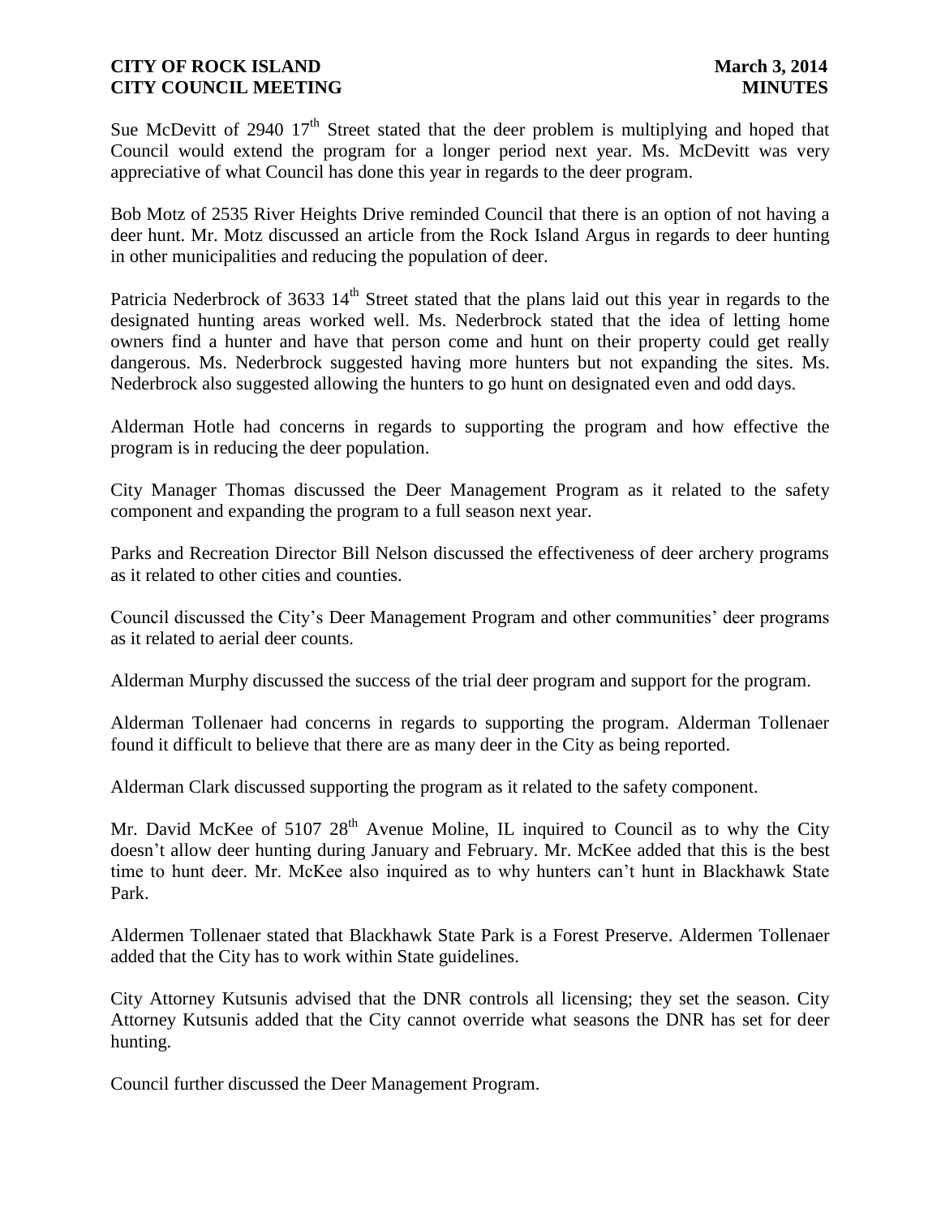Sue McDevitt of 2940 17th Street stated that the deer problem is multiplying and hoped that Council would extend the program for a longer period next year. Ms. McDevitt was very appreciative of what Council has done this year in regards to the deer program.

Bob Motz of 2535 River Heights Drive reminded Council that there is an option of not having a deer hunt. Mr. Motz discussed an article from the Rock Island Argus in regards to deer hunting in other municipalities and reducing the population of deer.

Patricia Nederbrock of 3633 14th Street stated that the plans laid out this year in regards to the designated hunting areas worked well. Ms. Nederbrock stated that the idea of letting home owners find a hunter and have that person come and hunt on their property could get really dangerous. Ms. Nederbrock suggested having more hunters but not expanding the sites. Ms. Nederbrock also suggested allowing the hunters to go hunt on designated even and odd days.

Alderman Hotle had concerns in regards to supporting the program and how effective the program is in reducing the deer population.

City Manager Thomas discussed the Deer Management Program as it related to the safety component and expanding the program to a full season next year.

Parks and Recreation Director Bill Nelson discussed the effectiveness of deer archery programs as it related to other cities and counties.

Council discussed the City's Deer Management Program and other communities' deer programs as it related to aerial deer counts.

Alderman Murphy discussed the success of the trial deer program and support for the program.

Alderman Tollenaer had concerns in regards to supporting the program. Alderman Tollenaer found it difficult to believe that there are as many deer in the City as being reported.

Alderman Clark discussed supporting the program as it related to the safety component.

Mr. David McKee of 5107 28th Avenue Moline, IL inquired to Council as to why the City doesn't allow deer hunting during January and February. Mr. McKee added that this is the best time to hunt deer. Mr. McKee also inquired as to why hunters can't hunt in Blackhawk State Park.

Aldermen Tollenaer stated that Blackhawk State Park is a Forest Preserve. Aldermen Tollenaer added that the City has to work within State guidelines.

City Attorney Kutsunis advised that the DNR controls all licensing; they set the season. City Attorney Kutsunis added that the City cannot override what seasons the DNR has set for deer hunting.

Council further discussed the Deer Management Program.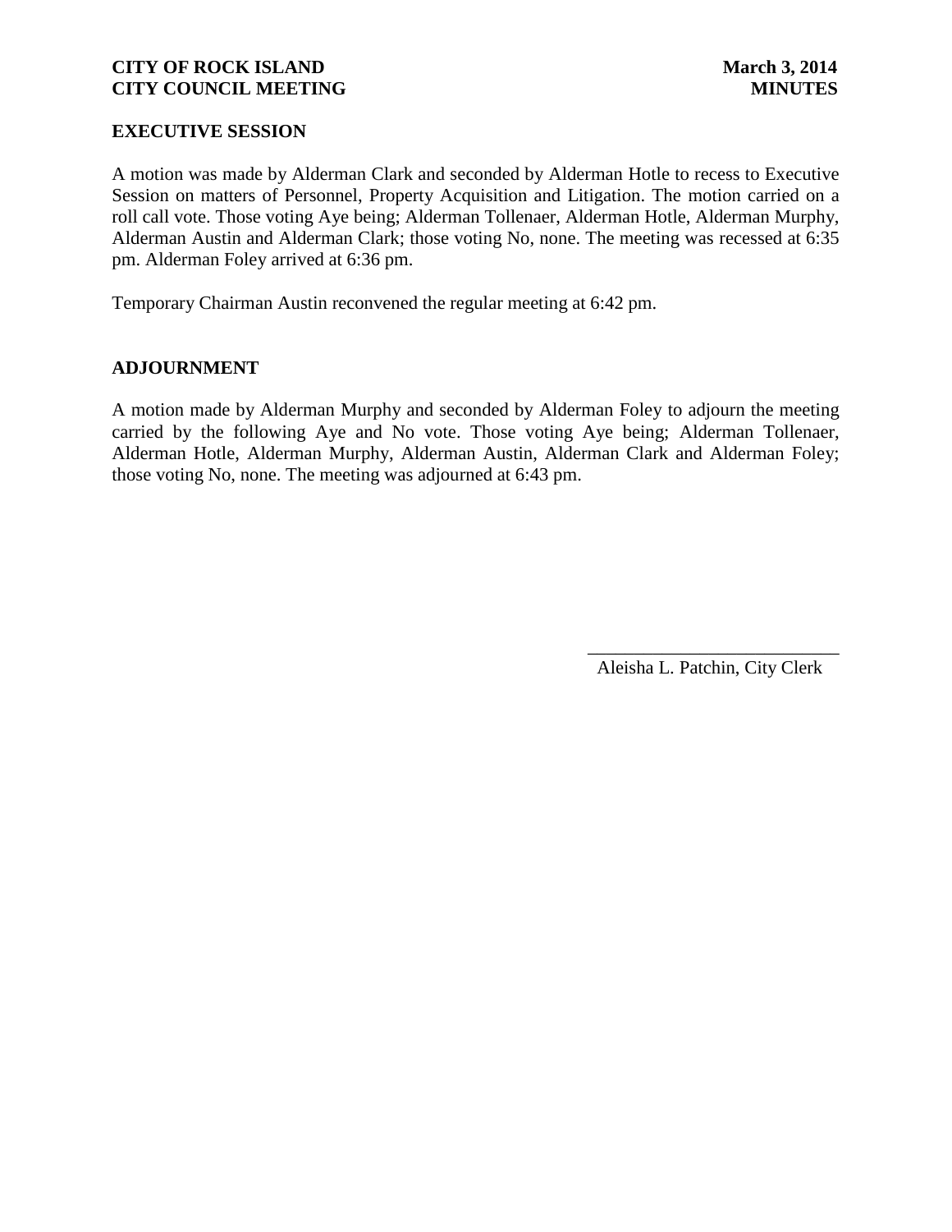## EXECUTIVE SESSION

A motion was made by Alderman Clark and seconded by Alderman Hotle to recess to Executive Session on matters of Personnel, Property Acquisition and Litigation. The motion carried on a roll call vote. Those voting Aye being; Alderman Tollenaer, Alderman Hotle, Alderman Murphy, Alderman Austin and Alderman Clark; those voting No, none. The meeting was recessed at 6:35 pm. Alderman Foley arrived at 6:36 pm.

Temporary Chairman Austin reconvened the regular meeting at 6:42 pm.

## ADJOURNMENT

A motion made by Alderman Murphy and seconded by Alderman Foley to adjourn the meeting carried by the following Aye and No vote. Those voting Aye being; Alderman Tollenaer, Alderman Hotle, Alderman Murphy, Alderman Austin, Alderman Clark and Alderman Foley; those voting No, none. The meeting was adjourned at 6:43 pm.

\_\_\_\_\_\_\_\_\_\_\_\_\_\_\_\_\_\_\_\_\_\_\_\_\_\_\_

Aleisha L. Patchin, City Clerk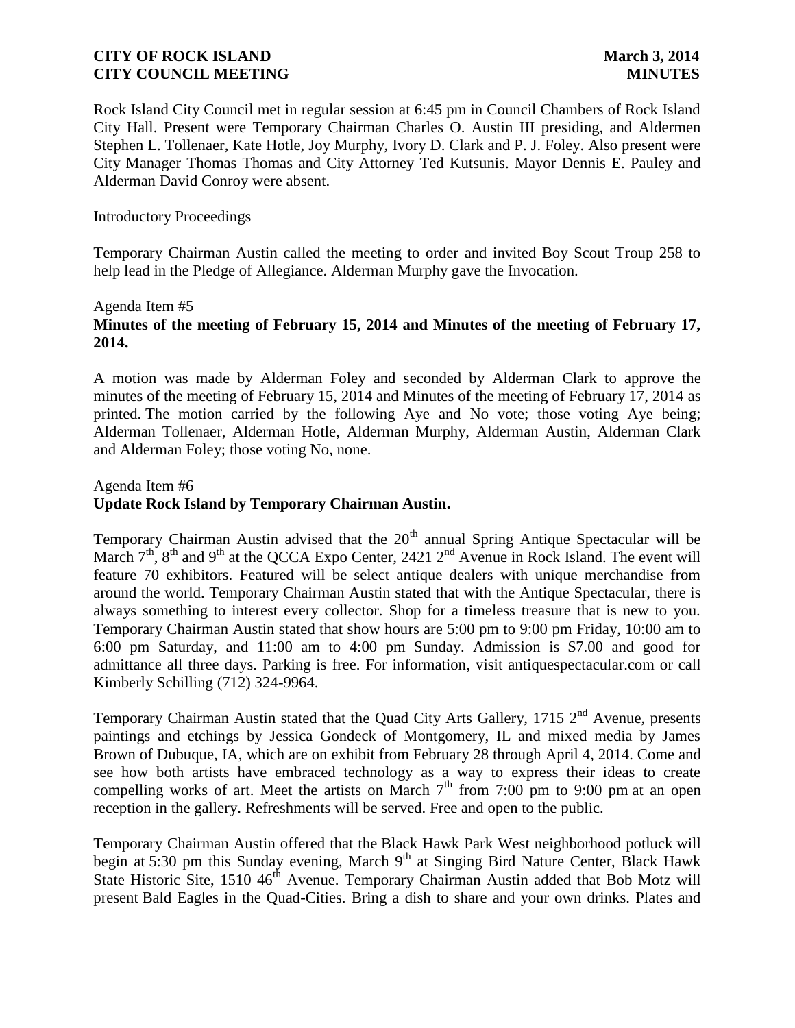Rock Island City Council met in regular session at 6:45 pm in Council Chambers of Rock Island City Hall. Present were Temporary Chairman Charles O. Austin III presiding, and Aldermen Stephen L. Tollenaer, Kate Hotle, Joy Murphy, Ivory D. Clark and P. J. Foley. Also present were City Manager Thomas Thomas and City Attorney Ted Kutsunis. Mayor Dennis E. Pauley and Alderman David Conroy were absent.

Introductory Proceedings

Temporary Chairman Austin called the meeting to order and invited Boy Scout Troup 258 to help lead in the Pledge of Allegiance. Alderman Murphy gave the Invocation.

Agenda Item #5
**Minutes of the meeting of February 15, 2014 and Minutes of the meeting of February 17, 2014.**

A motion was made by Alderman Foley and seconded by Alderman Clark to approve the minutes of the meeting of February 15, 2014 and Minutes of the meeting of February 17, 2014 as printed. The motion carried by the following Aye and No vote; those voting Aye being; Alderman Tollenaer, Alderman Hotle, Alderman Murphy, Alderman Austin, Alderman Clark and Alderman Foley; those voting No, none.

Agenda Item #6
**Update Rock Island by Temporary Chairman Austin.**

Temporary Chairman Austin advised that the 20th annual Spring Antique Spectacular will be March 7th, 8th and 9th at the QCCA Expo Center, 2421 2nd Avenue in Rock Island. The event will feature 70 exhibitors. Featured will be select antique dealers with unique merchandise from around the world. Temporary Chairman Austin stated that with the Antique Spectacular, there is always something to interest every collector. Shop for a timeless treasure that is new to you. Temporary Chairman Austin stated that show hours are 5:00 pm to 9:00 pm Friday, 10:00 am to 6:00 pm Saturday, and 11:00 am to 4:00 pm Sunday. Admission is $7.00 and good for admittance all three days. Parking is free. For information, visit antiquespectacular.com or call Kimberly Schilling (712) 324-9964.

Temporary Chairman Austin stated that the Quad City Arts Gallery, 1715 2nd Avenue, presents paintings and etchings by Jessica Gondeck of Montgomery, IL and mixed media by James Brown of Dubuque, IA, which are on exhibit from February 28 through April 4, 2014. Come and see how both artists have embraced technology as a way to express their ideas to create compelling works of art. Meet the artists on March 7th from 7:00 pm to 9:00 pm at an open reception in the gallery. Refreshments will be served. Free and open to the public.

Temporary Chairman Austin offered that the Black Hawk Park West neighborhood potluck will begin at 5:30 pm this Sunday evening, March 9th at Singing Bird Nature Center, Black Hawk State Historic Site, 1510 46th Avenue. Temporary Chairman Austin added that Bob Motz will present Bald Eagles in the Quad-Cities. Bring a dish to share and your own drinks. Plates and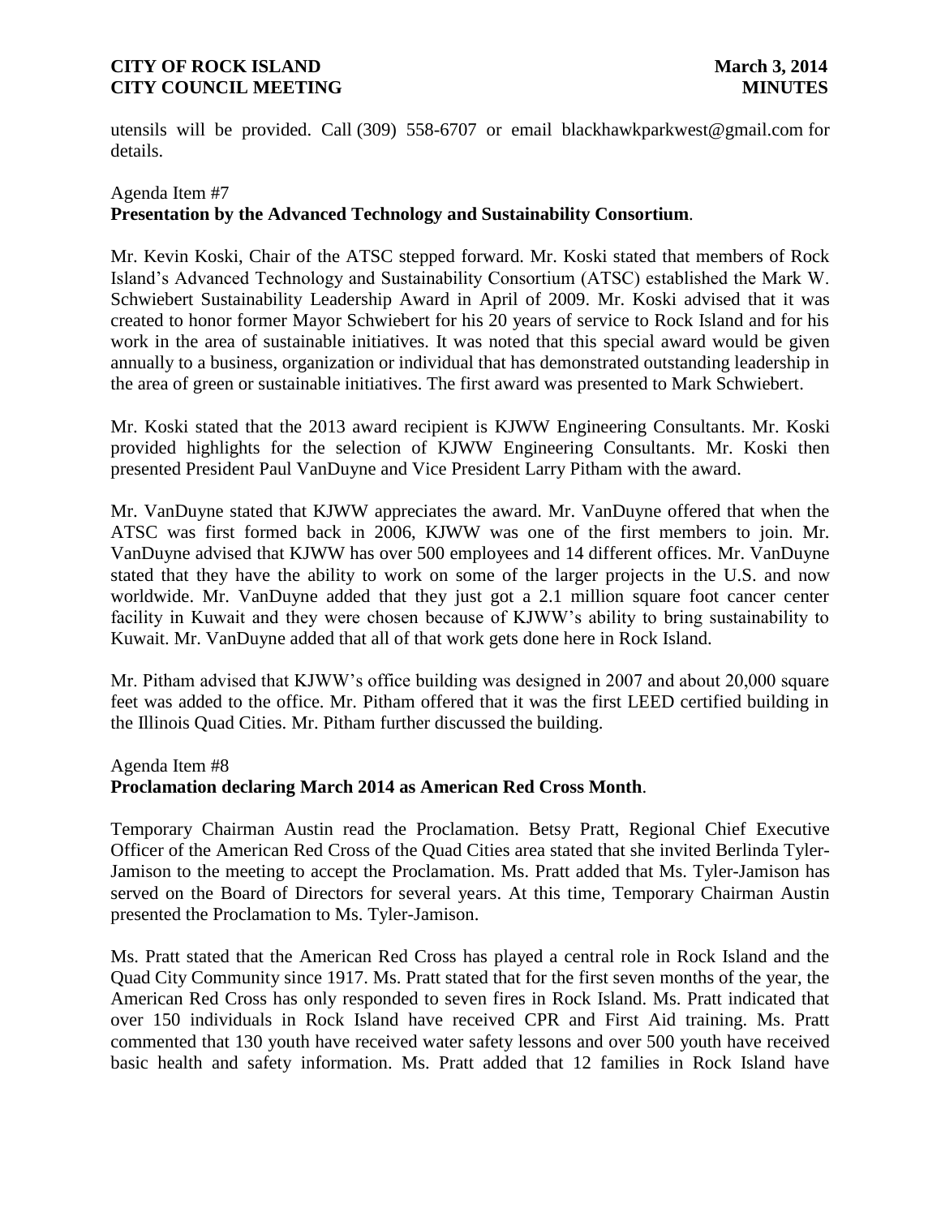utensils will be provided. Call (309) 558-6707 or email blackhawkparkwest@gmail.com for details.

Agenda Item #7
**Presentation by the Advanced Technology and Sustainability Consortium**.

Mr. Kevin Koski, Chair of the ATSC stepped forward. Mr. Koski stated that members of Rock Island's Advanced Technology and Sustainability Consortium (ATSC) established the Mark W. Schwiebert Sustainability Leadership Award in April of 2009. Mr. Koski advised that it was created to honor former Mayor Schwiebert for his 20 years of service to Rock Island and for his work in the area of sustainable initiatives. It was noted that this special award would be given annually to a business, organization or individual that has demonstrated outstanding leadership in the area of green or sustainable initiatives. The first award was presented to Mark Schwiebert.

Mr. Koski stated that the 2013 award recipient is KJWW Engineering Consultants. Mr. Koski provided highlights for the selection of KJWW Engineering Consultants. Mr. Koski then presented President Paul VanDuyne and Vice President Larry Pitham with the award.

Mr. VanDuyne stated that KJWW appreciates the award. Mr. VanDuyne offered that when the ATSC was first formed back in 2006, KJWW was one of the first members to join. Mr. VanDuyne advised that KJWW has over 500 employees and 14 different offices. Mr. VanDuyne stated that they have the ability to work on some of the larger projects in the U.S. and now worldwide. Mr. VanDuyne added that they just got a 2.1 million square foot cancer center facility in Kuwait and they were chosen because of KJWW's ability to bring sustainability to Kuwait. Mr. VanDuyne added that all of that work gets done here in Rock Island.

Mr. Pitham advised that KJWW's office building was designed in 2007 and about 20,000 square feet was added to the office. Mr. Pitham offered that it was the first LEED certified building in the Illinois Quad Cities. Mr. Pitham further discussed the building.

Agenda Item #8
**Proclamation declaring March 2014 as American Red Cross Month**.

Temporary Chairman Austin read the Proclamation. Betsy Pratt, Regional Chief Executive Officer of the American Red Cross of the Quad Cities area stated that she invited Berlinda Tyler-Jamison to the meeting to accept the Proclamation. Ms. Pratt added that Ms. Tyler-Jamison has served on the Board of Directors for several years. At this time, Temporary Chairman Austin presented the Proclamation to Ms. Tyler-Jamison.

Ms. Pratt stated that the American Red Cross has played a central role in Rock Island and the Quad City Community since 1917. Ms. Pratt stated that for the first seven months of the year, the American Red Cross has only responded to seven fires in Rock Island. Ms. Pratt indicated that over 150 individuals in Rock Island have received CPR and First Aid training. Ms. Pratt commented that 130 youth have received water safety lessons and over 500 youth have received basic health and safety information. Ms. Pratt added that 12 families in Rock Island have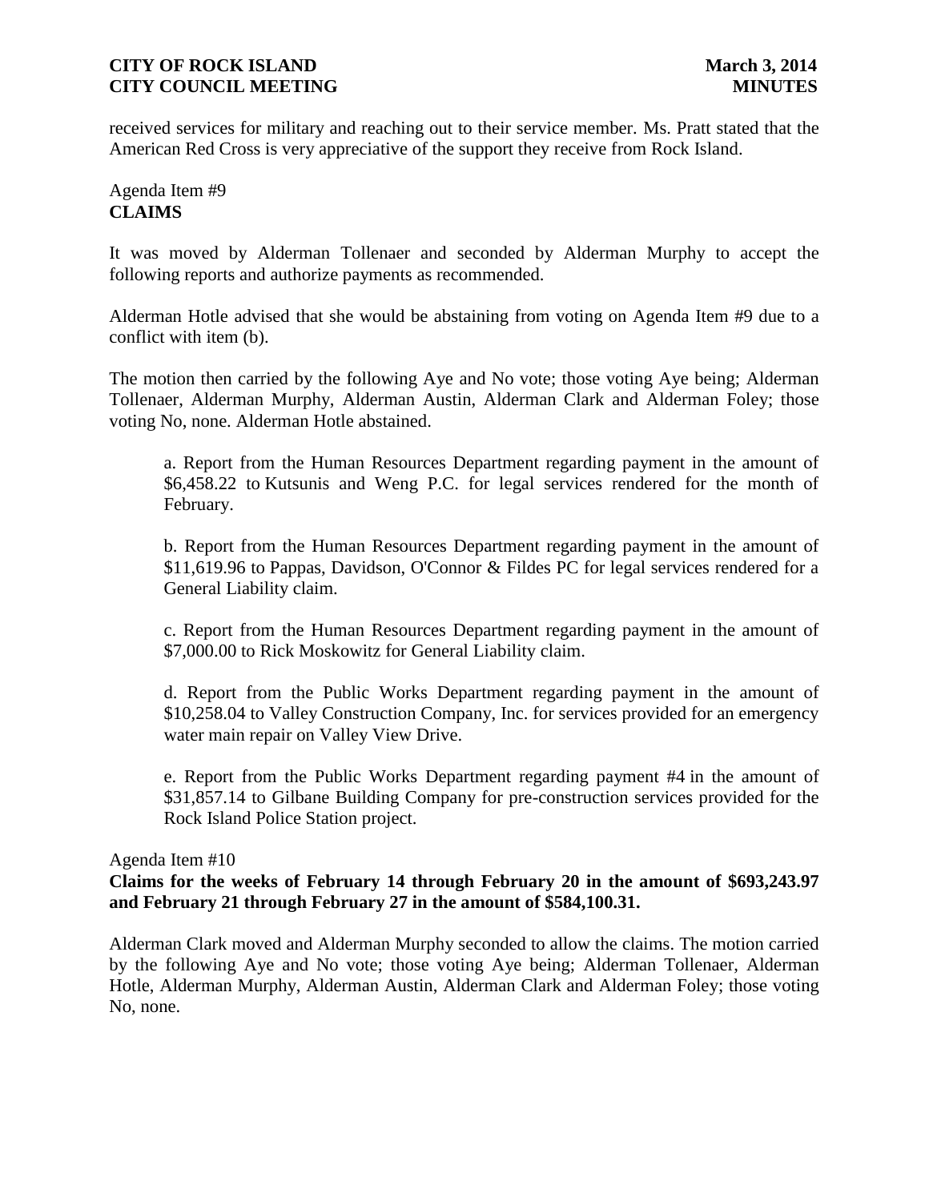received services for military and reaching out to their service member. Ms. Pratt stated that the American Red Cross is very appreciative of the support they receive from Rock Island.

Agenda Item #9
**CLAIMS**

It was moved by Alderman Tollenaer and seconded by Alderman Murphy to accept the following reports and authorize payments as recommended.

Alderman Hotle advised that she would be abstaining from voting on Agenda Item #9 due to a conflict with item (b).

The motion then carried by the following Aye and No vote; those voting Aye being; Alderman Tollenaer, Alderman Murphy, Alderman Austin, Alderman Clark and Alderman Foley; those voting No, none. Alderman Hotle abstained.

a. Report from the Human Resources Department regarding payment in the amount of $6,458.22 to Kutsunis and Weng P.C. for legal services rendered for the month of February.

b. Report from the Human Resources Department regarding payment in the amount of $11,619.96 to Pappas, Davidson, O'Connor & Fildes PC for legal services rendered for a General Liability claim.

c. Report from the Human Resources Department regarding payment in the amount of $7,000.00 to Rick Moskowitz for General Liability claim.

d. Report from the Public Works Department regarding payment in the amount of $10,258.04 to Valley Construction Company, Inc. for services provided for an emergency water main repair on Valley View Drive.

e. Report from the Public Works Department regarding payment #4 in the amount of $31,857.14 to Gilbane Building Company for pre-construction services provided for the Rock Island Police Station project.

Agenda Item #10
**Claims for the weeks of February 14 through February 20 in the amount of $693,243.97 and February 21 through February 27 in the amount of $584,100.31.**

Alderman Clark moved and Alderman Murphy seconded to allow the claims. The motion carried by the following Aye and No vote; those voting Aye being; Alderman Tollenaer, Alderman Hotle, Alderman Murphy, Alderman Austin, Alderman Clark and Alderman Foley; those voting No, none.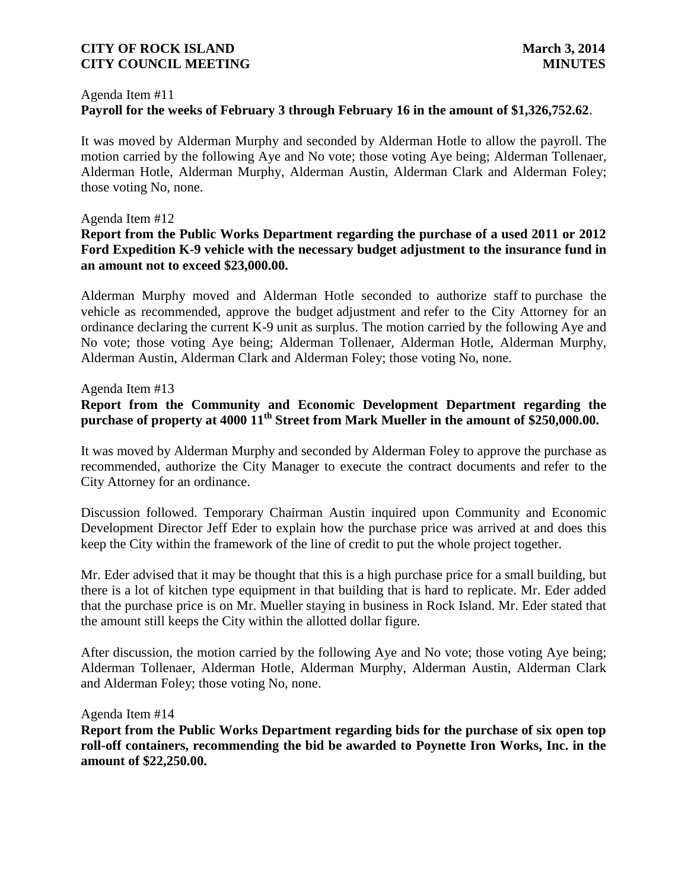Agenda Item #11
**Payroll for the weeks of February 3 through February 16 in the amount of $1,326,752.62**.

It was moved by Alderman Murphy and seconded by Alderman Hotle to allow the payroll. The motion carried by the following Aye and No vote; those voting Aye being; Alderman Tollenaer, Alderman Hotle, Alderman Murphy, Alderman Austin, Alderman Clark and Alderman Foley; those voting No, none.

Agenda Item #12
**Report from the Public Works Department regarding the purchase of a used 2011 or 2012 Ford Expedition K-9 vehicle with the necessary budget adjustment to the insurance fund in an amount not to exceed $23,000.00.**

Alderman Murphy moved and Alderman Hotle seconded to authorize staff to purchase the vehicle as recommended, approve the budget adjustment and refer to the City Attorney for an ordinance declaring the current K-9 unit as surplus. The motion carried by the following Aye and No vote; those voting Aye being; Alderman Tollenaer, Alderman Hotle, Alderman Murphy, Alderman Austin, Alderman Clark and Alderman Foley; those voting No, none.

Agenda Item #13
**Report from the Community and Economic Development Department regarding the purchase of property at 4000 11th Street from Mark Mueller in the amount of $250,000.00.**

It was moved by Alderman Murphy and seconded by Alderman Foley to approve the purchase as recommended, authorize the City Manager to execute the contract documents and refer to the City Attorney for an ordinance.

Discussion followed. Temporary Chairman Austin inquired upon Community and Economic Development Director Jeff Eder to explain how the purchase price was arrived at and does this keep the City within the framework of the line of credit to put the whole project together.

Mr. Eder advised that it may be thought that this is a high purchase price for a small building, but there is a lot of kitchen type equipment in that building that is hard to replicate. Mr. Eder added that the purchase price is on Mr. Mueller staying in business in Rock Island. Mr. Eder stated that the amount still keeps the City within the allotted dollar figure.

After discussion, the motion carried by the following Aye and No vote; those voting Aye being; Alderman Tollenaer, Alderman Hotle, Alderman Murphy, Alderman Austin, Alderman Clark and Alderman Foley; those voting No, none.

Agenda Item #14
**Report from the Public Works Department regarding bids for the purchase of six open top roll-off containers, recommending the bid be awarded to Poynette Iron Works, Inc. in the amount of $22,250.00.**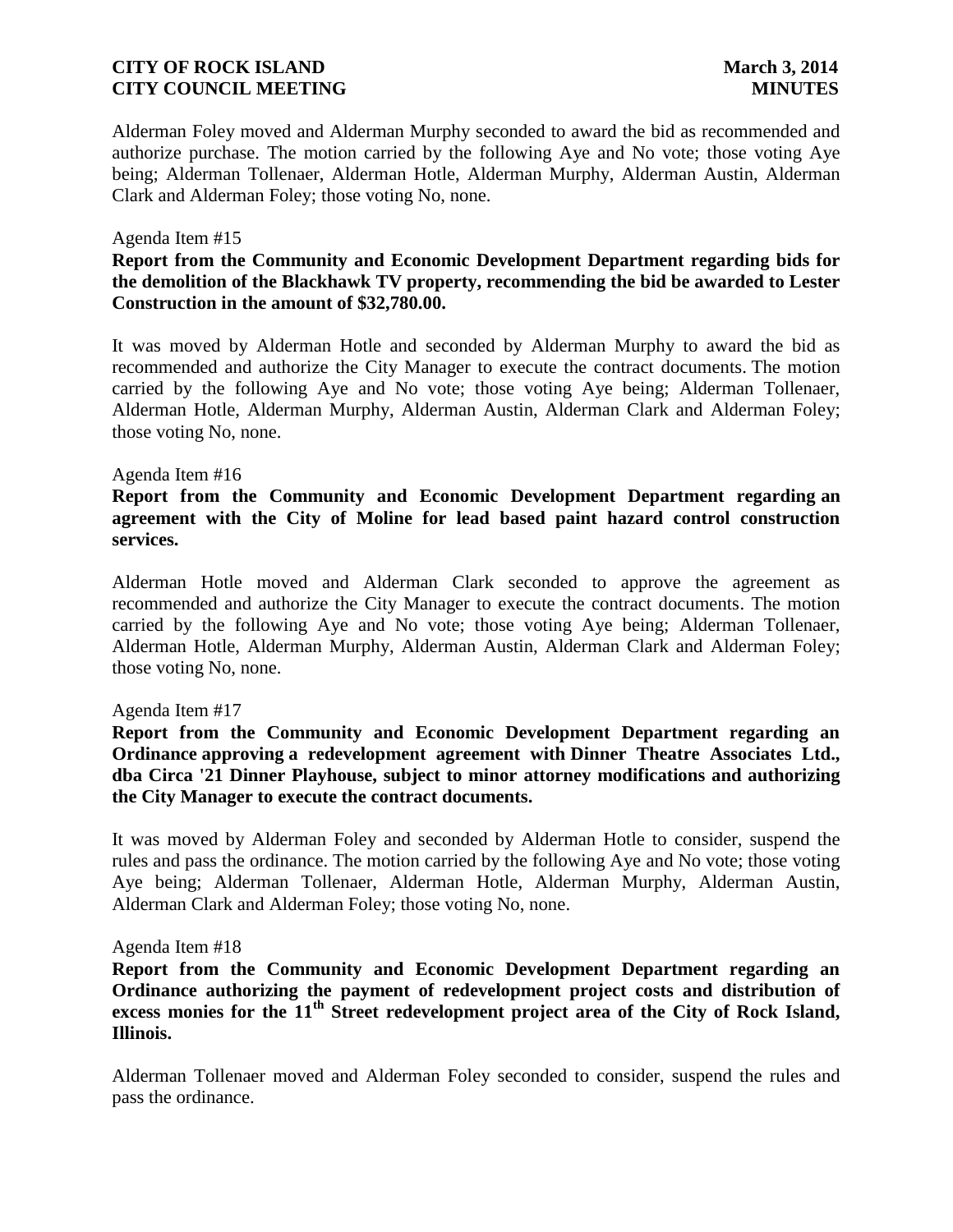Alderman Foley moved and Alderman Murphy seconded to award the bid as recommended and authorize purchase. The motion carried by the following Aye and No vote; those voting Aye being; Alderman Tollenaer, Alderman Hotle, Alderman Murphy, Alderman Austin, Alderman Clark and Alderman Foley; those voting No, none.

Agenda Item #15

**Report from the Community and Economic Development Department regarding bids for the demolition of the Blackhawk TV property, recommending the bid be awarded to Lester Construction in the amount of $32,780.00.**

It was moved by Alderman Hotle and seconded by Alderman Murphy to award the bid as recommended and authorize the City Manager to execute the contract documents. The motion carried by the following Aye and No vote; those voting Aye being; Alderman Tollenaer, Alderman Hotle, Alderman Murphy, Alderman Austin, Alderman Clark and Alderman Foley; those voting No, none.

Agenda Item #16

**Report from the Community and Economic Development Department regarding an agreement with the City of Moline for lead based paint hazard control construction services.**

Alderman Hotle moved and Alderman Clark seconded to approve the agreement as recommended and authorize the City Manager to execute the contract documents. The motion carried by the following Aye and No vote; those voting Aye being; Alderman Tollenaer, Alderman Hotle, Alderman Murphy, Alderman Austin, Alderman Clark and Alderman Foley; those voting No, none.

Agenda Item #17

**Report from the Community and Economic Development Department regarding an Ordinance approving a redevelopment agreement with Dinner Theatre Associates Ltd., dba Circa '21 Dinner Playhouse, subject to minor attorney modifications and authorizing the City Manager to execute the contract documents.**

It was moved by Alderman Foley and seconded by Alderman Hotle to consider, suspend the rules and pass the ordinance. The motion carried by the following Aye and No vote; those voting Aye being; Alderman Tollenaer, Alderman Hotle, Alderman Murphy, Alderman Austin, Alderman Clark and Alderman Foley; those voting No, none.

Agenda Item #18

**Report from the Community and Economic Development Department regarding an Ordinance authorizing the payment of redevelopment project costs and distribution of excess monies for the 11th Street redevelopment project area of the City of Rock Island, Illinois.**

Alderman Tollenaer moved and Alderman Foley seconded to consider, suspend the rules and pass the ordinance.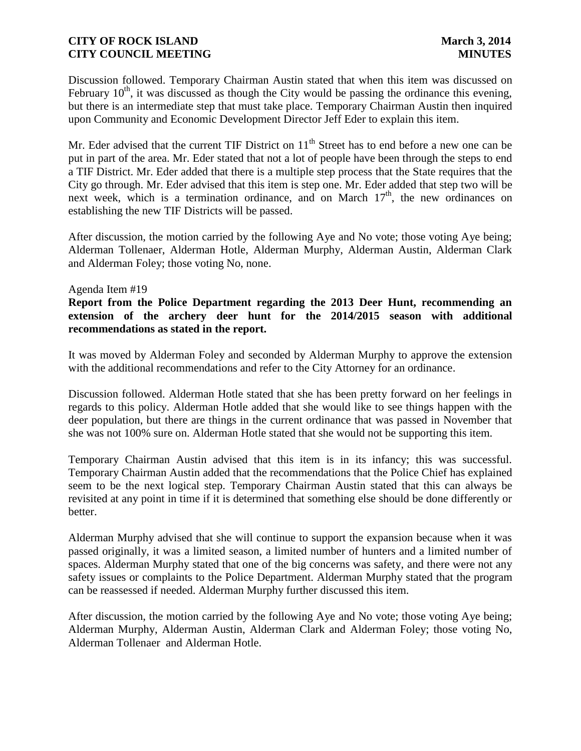Discussion followed. Temporary Chairman Austin stated that when this item was discussed on February 10th, it was discussed as though the City would be passing the ordinance this evening, but there is an intermediate step that must take place. Temporary Chairman Austin then inquired upon Community and Economic Development Director Jeff Eder to explain this item.

Mr. Eder advised that the current TIF District on 11th Street has to end before a new one can be put in part of the area. Mr. Eder stated that not a lot of people have been through the steps to end a TIF District. Mr. Eder added that there is a multiple step process that the State requires that the City go through. Mr. Eder advised that this item is step one. Mr. Eder added that step two will be next week, which is a termination ordinance, and on March 17th, the new ordinances on establishing the new TIF Districts will be passed.

After discussion, the motion carried by the following Aye and No vote; those voting Aye being; Alderman Tollenaer, Alderman Hotle, Alderman Murphy, Alderman Austin, Alderman Clark and Alderman Foley; those voting No, none.

Agenda Item #19

**Report from the Police Department regarding the 2013 Deer Hunt, recommending an extension of the archery deer hunt for the 2014/2015 season with additional recommendations as stated in the report.**

It was moved by Alderman Foley and seconded by Alderman Murphy to approve the extension with the additional recommendations and refer to the City Attorney for an ordinance.

Discussion followed. Alderman Hotle stated that she has been pretty forward on her feelings in regards to this policy. Alderman Hotle added that she would like to see things happen with the deer population, but there are things in the current ordinance that was passed in November that she was not 100% sure on. Alderman Hotle stated that she would not be supporting this item.

Temporary Chairman Austin advised that this item is in its infancy; this was successful. Temporary Chairman Austin added that the recommendations that the Police Chief has explained seem to be the next logical step. Temporary Chairman Austin stated that this can always be revisited at any point in time if it is determined that something else should be done differently or better.

Alderman Murphy advised that she will continue to support the expansion because when it was passed originally, it was a limited season, a limited number of hunters and a limited number of spaces. Alderman Murphy stated that one of the big concerns was safety, and there were not any safety issues or complaints to the Police Department. Alderman Murphy stated that the program can be reassessed if needed. Alderman Murphy further discussed this item.

After discussion, the motion carried by the following Aye and No vote; those voting Aye being; Alderman Murphy, Alderman Austin, Alderman Clark and Alderman Foley; those voting No, Alderman Tollenaer and Alderman Hotle.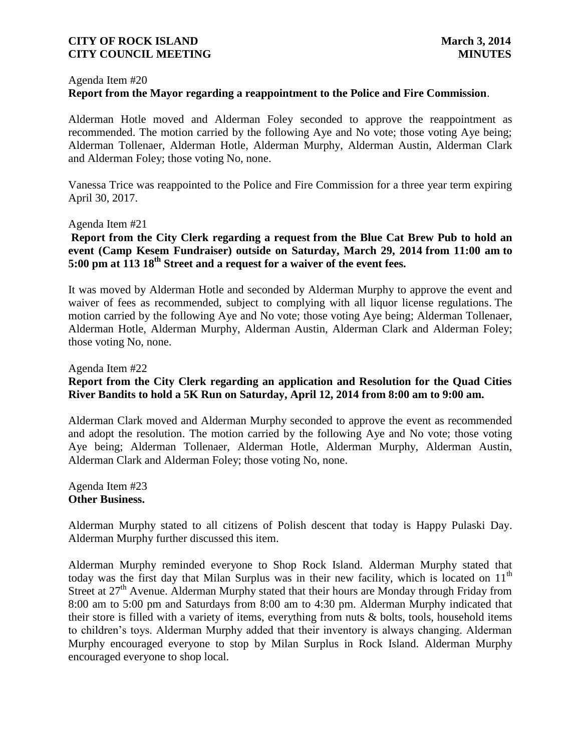Agenda Item #20
**Report from the Mayor regarding a reappointment to the Police and Fire Commission**.

Alderman Hotle moved and Alderman Foley seconded to approve the reappointment as recommended. The motion carried by the following Aye and No vote; those voting Aye being; Alderman Tollenaer, Alderman Hotle, Alderman Murphy, Alderman Austin, Alderman Clark and Alderman Foley; those voting No, none.

Vanessa Trice was reappointed to the Police and Fire Commission for a three year term expiring April 30, 2017.

Agenda Item #21
**Report from the City Clerk regarding a request from the Blue Cat Brew Pub to hold an event (Camp Kesem Fundraiser) outside on Saturday, March 29, 2014 from 11:00 am to 5:00 pm at 113 18th Street and a request for a waiver of the event fees.**

It was moved by Alderman Hotle and seconded by Alderman Murphy to approve the event and waiver of fees as recommended, subject to complying with all liquor license regulations. The motion carried by the following Aye and No vote; those voting Aye being; Alderman Tollenaer, Alderman Hotle, Alderman Murphy, Alderman Austin, Alderman Clark and Alderman Foley; those voting No, none.

Agenda Item #22
**Report from the City Clerk regarding an application and Resolution for the Quad Cities River Bandits to hold a 5K Run on Saturday, April 12, 2014 from 8:00 am to 9:00 am.**

Alderman Clark moved and Alderman Murphy seconded to approve the event as recommended and adopt the resolution. The motion carried by the following Aye and No vote; those voting Aye being; Alderman Tollenaer, Alderman Hotle, Alderman Murphy, Alderman Austin, Alderman Clark and Alderman Foley; those voting No, none.

Agenda Item #23
**Other Business.**

Alderman Murphy stated to all citizens of Polish descent that today is Happy Pulaski Day. Alderman Murphy further discussed this item.

Alderman Murphy reminded everyone to Shop Rock Island. Alderman Murphy stated that today was the first day that Milan Surplus was in their new facility, which is located on 11th Street at 27th Avenue. Alderman Murphy stated that their hours are Monday through Friday from 8:00 am to 5:00 pm and Saturdays from 8:00 am to 4:30 pm. Alderman Murphy indicated that their store is filled with a variety of items, everything from nuts & bolts, tools, household items to children's toys. Alderman Murphy added that their inventory is always changing. Alderman Murphy encouraged everyone to stop by Milan Surplus in Rock Island. Alderman Murphy encouraged everyone to shop local.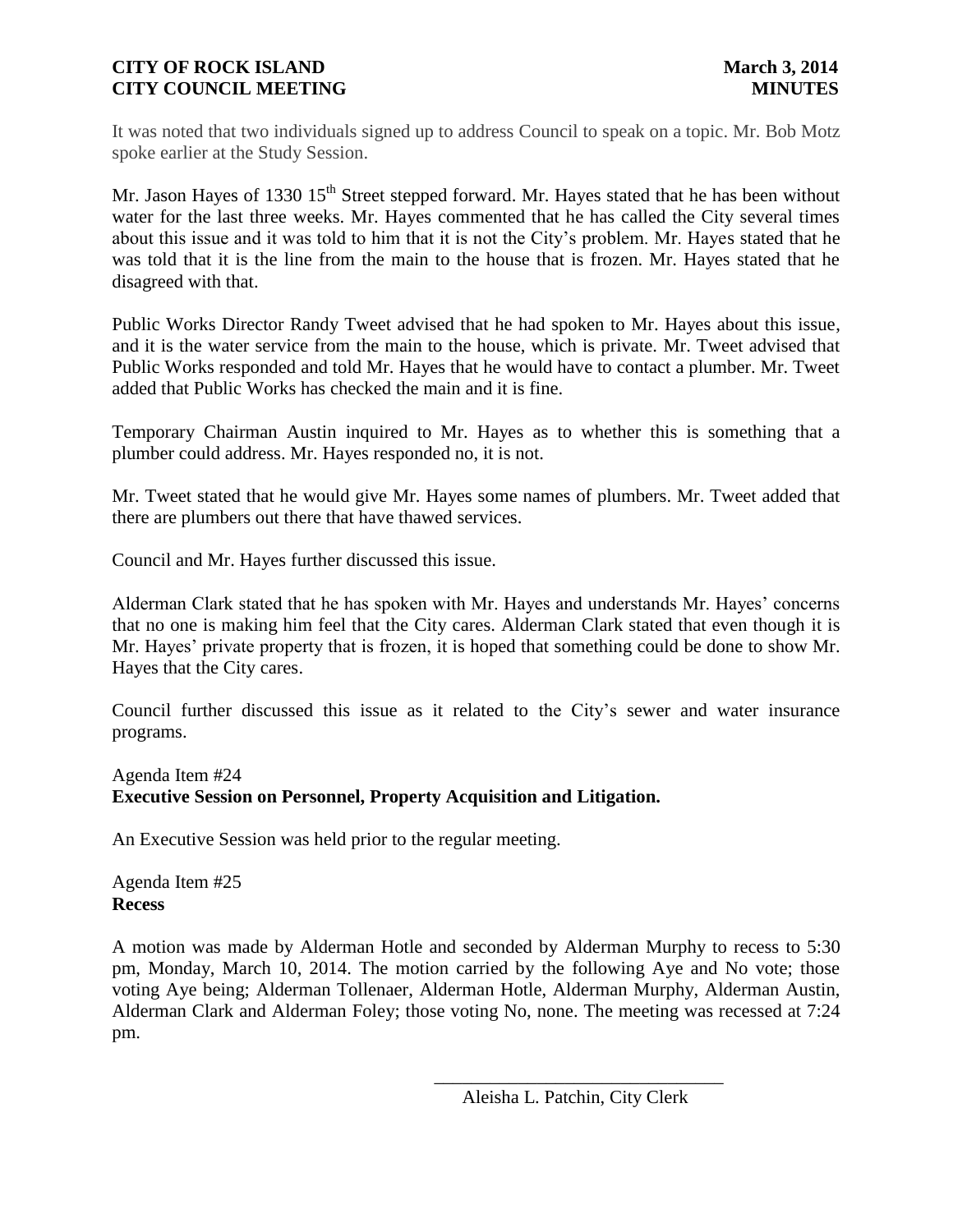It was noted that two individuals signed up to address Council to speak on a topic. Mr. Bob Motz spoke earlier at the Study Session.

Mr. Jason Hayes of 1330 15th Street stepped forward. Mr. Hayes stated that he has been without water for the last three weeks. Mr. Hayes commented that he has called the City several times about this issue and it was told to him that it is not the City's problem. Mr. Hayes stated that he was told that it is the line from the main to the house that is frozen. Mr. Hayes stated that he disagreed with that.

Public Works Director Randy Tweet advised that he had spoken to Mr. Hayes about this issue, and it is the water service from the main to the house, which is private. Mr. Tweet advised that Public Works responded and told Mr. Hayes that he would have to contact a plumber. Mr. Tweet added that Public Works has checked the main and it is fine.

Temporary Chairman Austin inquired to Mr. Hayes as to whether this is something that a plumber could address. Mr. Hayes responded no, it is not.

Mr. Tweet stated that he would give Mr. Hayes some names of plumbers. Mr. Tweet added that there are plumbers out there that have thawed services.

Council and Mr. Hayes further discussed this issue.

Alderman Clark stated that he has spoken with Mr. Hayes and understands Mr. Hayes' concerns that no one is making him feel that the City cares. Alderman Clark stated that even though it is Mr. Hayes' private property that is frozen, it is hoped that something could be done to show Mr. Hayes that the City cares.

Council further discussed this issue as it related to the City's sewer and water insurance programs.

Agenda Item #24
**Executive Session on Personnel, Property Acquisition and Litigation.**

An Executive Session was held prior to the regular meeting.

Agenda Item #25
**Recess**

A motion was made by Alderman Hotle and seconded by Alderman Murphy to recess to 5:30 pm, Monday, March 10, 2014. The motion carried by the following Aye and No vote; those voting Aye being; Alderman Tollenaer, Alderman Hotle, Alderman Murphy, Alderman Austin, Alderman Clark and Alderman Foley; those voting No, none. The meeting was recessed at 7:24 pm.

\_\_\_\_\_\_\_\_\_\_\_\_\_\_\_\_\_\_\_\_\_\_\_\_\_\_\_\_\_\_\_\_

Aleisha L. Patchin, City Clerk